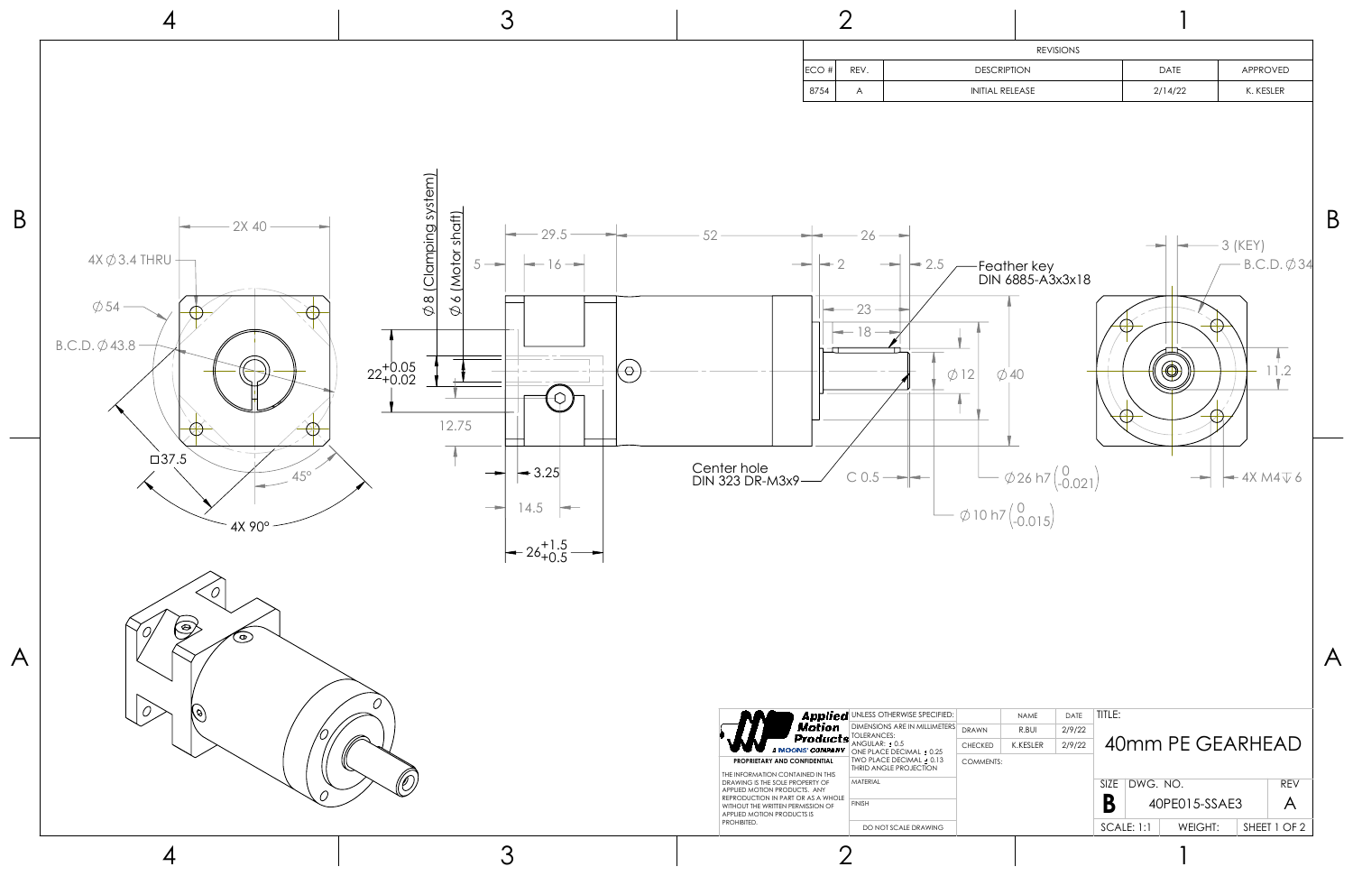# 40mm PE GEARHEAD

## REVISIONS

| ECO # | REV. | DESCRIPTION | DATE | APPROVED |
|---|---|---|---|---|
| 8754 | A | INITIAL RELEASE | 2/14/22 | K. KESLER |

## Dimensions

- 2X 40
- 4X ∅3.4 THRU
- ∅54
- B.C.D. ∅43.8
- □37.5
- 45°
- 4X 90°
- ∅8 (Clamping system)
- ∅6 (Motor shaft)
- $22^{+0.05}_{+0.02}$
- 12.75
- 5
- 29.5
- 16
- 3.25
- 14.5
- $26^{+1.5}_{+0.5}$
- 52
- 26
- 2
- 2.5
- 23
- 18
- ∅12
- ∅40
- C 0.5
- ∅26 h7 $\left(\begin{smallmatrix}0\\-0.021\end{smallmatrix}\right)$
- ∅10 h7 $\left(\begin{smallmatrix}0\\-0.015\end{smallmatrix}\right)$
- Feather key DIN 6885-A3x3x18
- Center hole DIN 323 DR-M3x9
- 3 (KEY)
- B.C.D. ∅34
- 11.2
- 4X M4 ↧ 6

## Title Block

**Applied Motion Products** — A MOONS' COMPANY

**PROPRIETARY AND CONFIDENTIAL**

THE INFORMATION CONTAINED IN THIS DRAWING IS THE SOLE PROPERTY OF APPLIED MOTION PRODUCTS. ANY REPRODUCTION IN PART OR AS A WHOLE WITHOUT THE WRITTEN PERMISSION OF APPLIED MOTION PRODUCTS IS PROHIBITED.

UNLESS OTHERWISE SPECIFIED:
DIMENSIONS ARE IN MILLIMETERS
TOLERANCES:
ANGULAR: ± 0.5
ONE PLACE DECIMAL ± 0.25
TWO PLACE DECIMAL ± 0.13
THRID ANGLE PROJECTION

MATERIAL

FINISH

DO NOT SCALE DRAWING

| | NAME | DATE |
|---|---|---|
| DRAWN | R.BUI | 2/9/22 |
| CHECKED | K.KESLER | 2/9/22 |

COMMENTS:

TITLE: 40mm PE GEARHEAD

| SIZE | DWG. NO. | REV |
|---|---|---|
| B | 40PE015-SSAE3 | A |

SCALE: 1:1 | WEIGHT: | SHEET 1 OF 2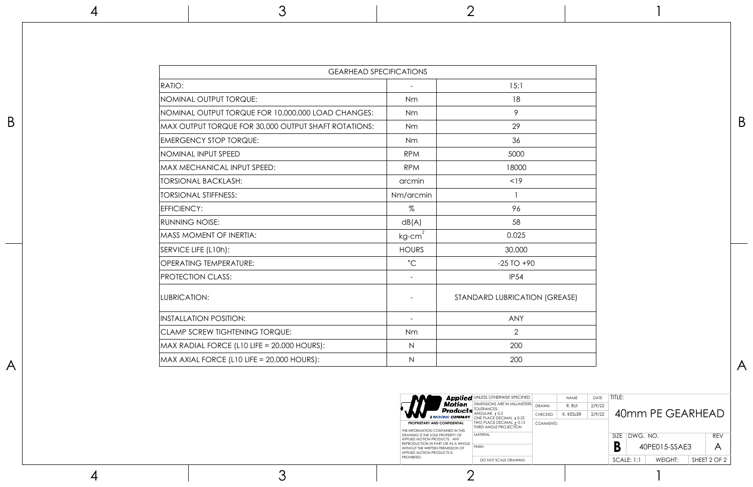| GEARHEAD SPECIFICATIONS | | |
|---|---|---|
| RATIO: | - | 15:1 |
| NOMINAL OUTPUT TORQUE: | Nm | 18 |
| NOMINAL OUTPUT TORQUE FOR 10,000,000 LOAD CHANGES: | Nm | 9 |
| MAX OUTPUT TORQUE FOR 30,000 OUTPUT SHAFT ROTATIONS: | Nm | 29 |
| EMERGENCY STOP TORQUE: | Nm | 36 |
| NOMINAL INPUT SPEED | RPM | 5000 |
| MAX MECHANICAL INPUT SPEED: | RPM | 18000 |
| TORSIONAL BACKLASH: | arcmin | <19 |
| TORSIONAL STIFFNESS: | Nm/arcmin | 1 |
| EFFICIENCY: | % | 96 |
| RUNNING NOISE: | dB(A) | 58 |
| MASS MOMENT OF INERTIA: | $kg\text{-}cm^2$ | 0.025 |
| SERVICE LIFE (L10h): | HOURS | 30,000 |
| OPERATING TEMPERATURE: | °C | -25 TO +90 |
| PROTECTION CLASS: | - | IP54 |
| LUBRICATION: | - | STANDARD LUBRICATION (GREASE) |
| INSTALLATION POSITION: | - | ANY |
| CLAMP SCREW TIGHTENING TORQUE: | Nm | 2 |
| MAX RADIAL FORCE (L10 LIFE = 20,000 HOURS): | N | 200 |
| MAX AXIAL FORCE (L10 LIFE = 20,000 HOURS): | N | 200 |

Applied Motion Products
A MOONS' COMPANY

PROPRIETARY AND CONFIDENTIAL

THE INFORMATION CONTAINED IN THIS DRAWING IS THE SOLE PROPERTY OF APPLIED MOTION PRODUCTS. ANY REPRODUCTION IN PART OR AS A WHOLE WITHOUT THE WRITTEN PERMISSION OF APPLIED MOTION PRODUCTS IS PROHIBITED.

UNLESS OTHERWISE SPECIFIED:
DIMENSIONS ARE IN MILLIMETERS
TOLERANCES:
ANGULAR: ± 0.5
ONE PLACE DECIMAL ± 0.25
TWO PLACE DECIMAL ± 0.13
THRID ANGLE PROJECTION

MATERIAL

FINISH

DO NOT SCALE DRAWING

| | NAME | DATE |
|---|---|---|
| DRAWN | R. BUI | 2/9/22 |
| CHECKED | K. KESLER | 2/9/22 |
| COMMENTS: | | |

TITLE:

40mm PE GEARHEAD

| SIZE | DWG. NO. | REV |
|---|---|---|
| B | 40PE015-SSAE3 | A |

SCALE: 1:1 | WEIGHT: | SHEET 2 OF 2